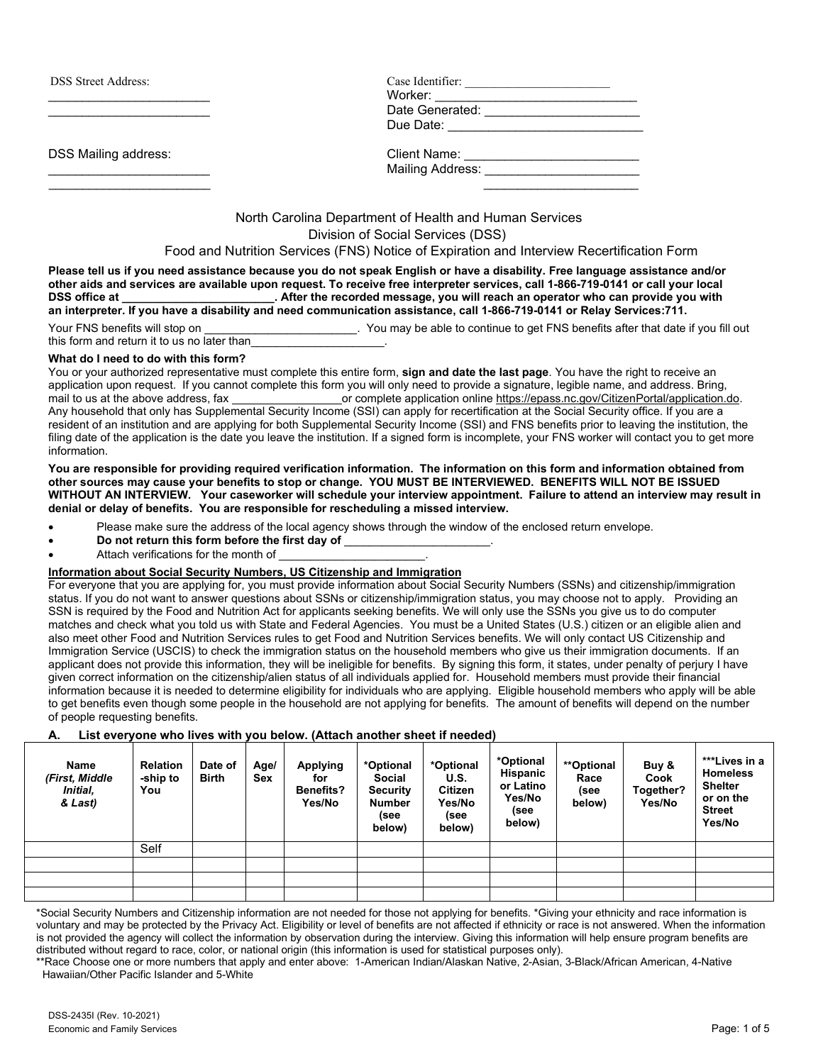DSS Street Address:
________________________
________________________

Case Identifier: ________________________
Worker: ______________________________
Date Generated: ______________________
Due Date: ____________________________

DSS Mailing address:
________________________
________________________

Client Name: _________________________
Mailing Address: ______________________
______________________

North Carolina Department of Health and Human Services
Division of Social Services (DSS)
Food and Nutrition Services (FNS) Notice of Expiration and Interview Recertification Form

**Please tell us if you need assistance because you do not speak English or have a disability. Free language assistance and/or other aids and services are available upon request. To receive free interpreter services, call 1-866-719-0141 or call your local DSS office at ________________________. After the recorded message, you will reach an operator who can provide you with an interpreter. If you have a disability and need communication assistance, call 1-866-719-0141 or Relay Services:711.**

Your FNS benefits will stop on ________________________. You may be able to continue to get FNS benefits after that date if you fill out this form and return it to us no later than_____________________.

**What do I need to do with this form?**

You or your authorized representative must complete this entire form, **sign and date the last page**. You have the right to receive an application upon request. If you cannot complete this form you will only need to provide a signature, legible name, and address. Bring, mail to us at the above address, fax _________________or complete application online https://epass.nc.gov/CitizenPortal/application.do. Any household that only has Supplemental Security Income (SSI) can apply for recertification at the Social Security office. If you are a resident of an institution and are applying for both Supplemental Security Income (SSI) and FNS benefits prior to leaving the institution, the filing date of the application is the date you leave the institution. If a signed form is incomplete, your FNS worker will contact you to get more information.

**You are responsible for providing required verification information. The information on this form and information obtained from other sources may cause your benefits to stop or change. YOU MUST BE INTERVIEWED. BENEFITS WILL NOT BE ISSUED WITHOUT AN INTERVIEW. Your caseworker will schedule your interview appointment. Failure to attend an interview may result in denial or delay of benefits. You are responsible for rescheduling a missed interview.**

- Please make sure the address of the local agency shows through the window of the enclosed return envelope.
- **Do not return this form before the first day of ______________________.**
- Attach verifications for the month of ______________________.

**Information about Social Security Numbers, US Citizenship and Immigration**

For everyone that you are applying for, you must provide information about Social Security Numbers (SSNs) and citizenship/immigration status. If you do not want to answer questions about SSNs or citizenship/immigration status, you may choose not to apply. Providing an SSN is required by the Food and Nutrition Act for applicants seeking benefits. We will only use the SSNs you give us to do computer matches and check what you told us with State and Federal Agencies. You must be a United States (U.S.) citizen or an eligible alien and also meet other Food and Nutrition Services rules to get Food and Nutrition Services benefits. We will only contact US Citizenship and Immigration Service (USCIS) to check the immigration status on the household members who give us their immigration documents. If an applicant does not provide this information, they will be ineligible for benefits. By signing this form, it states, under penalty of perjury I have given correct information on the citizenship/alien status of all individuals applied for. Household members must provide their financial information because it is needed to determine eligibility for individuals who are applying. Eligible household members who apply will be able to get benefits even though some people in the household are not applying for benefits. The amount of benefits will depend on the number of people requesting benefits.

**A. List everyone who lives with you below. (Attach another sheet if needed)**

| Name *(First, Middle Initial, & Last)* | Relation-ship to You | Date of Birth | Age/ Sex | Applying for Benefits? Yes/No | *Optional Social Security Number (see below) | *Optional U.S. Citizen Yes/No (see below) | *Optional Hispanic or Latino Yes/No (see below) | **Optional Race (see below) | Buy & Cook Together? Yes/No | ***Lives in a Homeless Shelter or on the Street Yes/No |
|---|---|---|---|---|---|---|---|---|---|---|
| | Self | | | | | | | | | |
| | | | | | | | | | | |
| | | | | | | | | | | |
| | | | | | | | | | | |

*Social Security Numbers and Citizenship information are not needed for those not applying for benefits. *Giving your ethnicity and race information is voluntary and may be protected by the Privacy Act. Eligibility or level of benefits are not affected if ethnicity or race is not answered. When the information is not provided the agency will collect the information by observation during the interview. Giving this information will help ensure program benefits are distributed without regard to race, color, or national origin (this information is used for statistical purposes only).

**Race Choose one or more numbers that apply and enter above: 1-American Indian/Alaskan Native, 2-Asian, 3-Black/African American, 4-Native Hawaiian/Other Pacific Islander and 5-White

DSS-2435I (Rev. 10-2021)
Economic and Family Services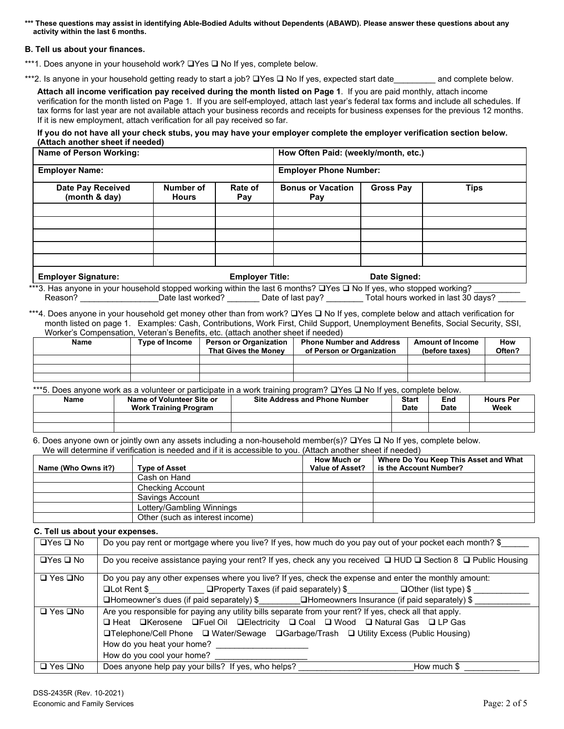**\*\*\* These questions may assist in identifying Able-Bodied Adults without Dependents (ABAWD). Please answer these questions about any activity within the last 6 months.**

**B. Tell us about your finances.**

***1. Does anyone in your household work? ❑Yes ❑ No If yes, complete below.

***2. Is anyone in your household getting ready to start a job? ❑Yes ❑ No If yes, expected start date_________ and complete below.

**Attach all income verification pay received during the month listed on Page 1**. If you are paid monthly, attach income verification for the month listed on Page 1. If you are self-employed, attach last year's federal tax forms and include all schedules. If tax forms for last year are not available attach your business records and receipts for business expenses for the previous 12 months. If it is new employment, attach verification for all pay received so far.

**If you do not have all your check stubs, you may have your employer complete the employer verification section below. (Attach another sheet if needed)**

| **Name of Person Working:** | | | **How Often Paid: (weekly/month, etc.)** | | |
|---|---|---|---|---|---|
| **Employer Name:** | | | **Employer Phone Number:** | | |
| **Date Pay Received (month & day)** | **Number of Hours** | **Rate of Pay** | **Bonus or Vacation Pay** | **Gross Pay** | **Tips** |
| | | | | | |
| | | | | | |
| | | | | | |
| | | | | | |
| | | | | | |
| **Employer Signature:** | | **Employer Title:** | | **Date Signed:** | |

***3. Has anyone in your household stopped working within the last 6 months? ❑Yes ❑ No If yes, who stopped working? __________ Reason? _________________Date last worked? _______ Date of last pay? ________ Total hours worked in last 30 days? ______

***4. Does anyone in your household get money other than from work? ❑Yes ❑ No If yes, complete below and attach verification for month listed on page 1. Examples: Cash, Contributions, Work First, Child Support, Unemployment Benefits, Social Security, SSI, Worker's Compensation, Veteran's Benefits, etc. (attach another sheet if needed)

| Name | Type of Income | Person or Organization That Gives the Money | Phone Number and Address of Person or Organization | Amount of Income (before taxes) | How Often? |
|---|---|---|---|---|---|
| | | | | | |
| | | | | | |
| | | | | | |

***5. Does anyone work as a volunteer or participate in a work training program? ❑Yes ❑ No If yes, complete below.

| Name | Name of Volunteer Site or Work Training Program | Site Address and Phone Number | Start Date | End Date | Hours Per Week |
|---|---|---|---|---|---|
| | | | | | |
| | | | | | |

6. Does anyone own or jointly own any assets including a non-household member(s)? ❑Yes ❑ No If yes, complete below. We will determine if verification is needed and if it is accessible to you. (Attach another sheet if needed)

| Name (Who Owns it?) | Type of Asset | How Much or Value of Asset? | Where Do You Keep This Asset and What is the Account Number? |
|---|---|---|---|
| | Cash on Hand | | |
| | Checking Account | | |
| | Savings Account | | |
| | Lottery/Gambling Winnings | | |
| | Other (such as interest income) | | |

**C. Tell us about your expenses.**

| | |
|---|---|
| ❑Yes ❑ No | Do you pay rent or mortgage where you live? If yes, how much do you pay out of your pocket each month? $______ |
| ❑Yes ❑ No | Do you receive assistance paying your rent? If yes, check any you received ❑ HUD ❑ Section 8 ❑ Public Housing |
| ❑ Yes ❑No | Do you pay any other expenses where you live? If yes, check the expense and enter the monthly amount: ❑Lot Rent $____________ ❑Property Taxes (if paid separately) $___________ ❑Other (list type) $ ____________ ❑Homeowner's dues (if paid separately) $_________ ❑Homeowners Insurance (if paid separately) $ ____________ |
| ❑ Yes ❑No | Are you responsible for paying any utility bills separate from your rent? If yes, check all that apply. ❑ Heat ❑Kerosene ❑Fuel Oil ❑Electricity ❑ Coal ❑ Wood ❑ Natural Gas ❑ LP Gas ❑Telephone/Cell Phone ❑ Water/Sewage ❑Garbage/Trash ❑ Utility Excess (Public Housing) How do you heat your home? ____________________ How do you cool your home? ____________________ |
| ❑ Yes ❑No | Does anyone help pay your bills? If yes, who helps? ________________________How much $ ____________ |

DSS-2435R (Rev. 10-2021)
Economic and Family Services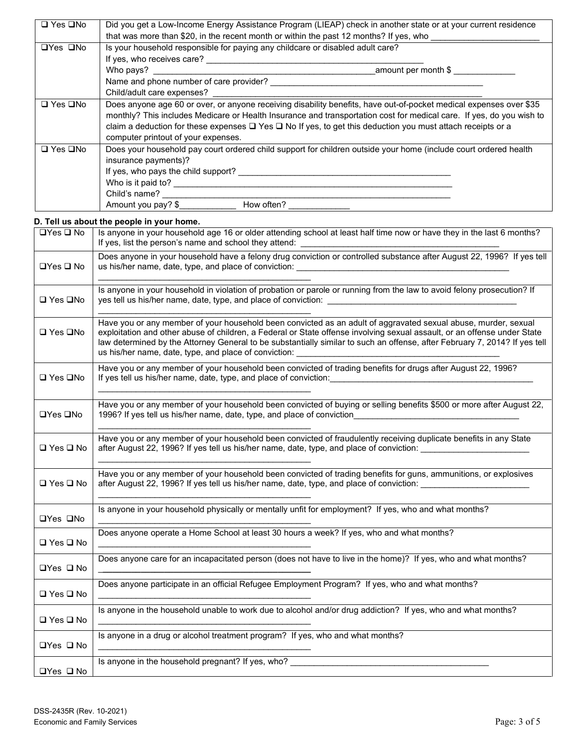| | |
|---|---|
| ❑ Yes ❑No | Did you get a Low-Income Energy Assistance Program (LIEAP) check in another state or at your current residence that was more than $20, in the recent month or within the past 12 months? If yes, who ______________________ |
| ❑Yes ❑No | Is your household responsible for paying any childcare or disabled adult care?<br>If yes, who receives care? ______________________________________________<br>Who pays? ______________________________________________amount per month $ _____________<br>Name and phone number of care provider? ______________________________________________<br>Child/adult care expenses? ______________________________________________________ |
| ❑ Yes ❑No | Does anyone age 60 or over, or anyone receiving disability benefits, have out-of-pocket medical expenses over $35 monthly? This includes Medicare or Health Insurance and transportation cost for medical care. If yes, do you wish to claim a deduction for these expenses ❑ Yes ❑ No If yes, to get this deduction you must attach receipts or a computer printout of your expenses. |
| ❑ Yes ❑No | Does your household pay court ordered child support for children outside your home (include court ordered health insurance payments)?<br>If yes, who pays the child support? ____________________________________________<br>Who is it paid to? ____________________________________________________________<br>Child's name? _______________________________________________________________<br>Amount you pay? $____________ How often? _____________ |

### D. Tell us about the people in your home.

| | |
|---|---|
| ❑Yes ❑ No | Is anyone in your household age 16 or older attending school at least half time now or have they in the last 6 months? If yes, list the person's name and school they attend: ___________________________________________ |
| ❑Yes ❑ No | Does anyone in your household have a felony drug conviction or controlled substance after August 22, 1996? If yes tell us his/her name, date, type, and place of conviction: ______________________________________________<br>_____________________________________________ |
| ❑ Yes ❑No | Is anyone in your household in violation of probation or parole or running from the law to avoid felony prosecution? If yes tell us his/her name, date, type, and place of conviction: ________________________________________<br>_____________________________________________ |
| ❑ Yes ❑No | Have you or any member of your household been convicted as an adult of aggravated sexual abuse, murder, sexual exploitation and other abuse of children, a Federal or State offense involving sexual assault, or an offense under State law determined by the Attorney General to be substantially similar to such an offense, after February 7, 2014? If yes tell us his/her name, date, type, and place of conviction: ___________________________________________ |
| ❑ Yes ❑No | Have you or any member of your household been convicted of trading benefits for drugs after August 22, 1996?<br>If yes tell us his/her name, date, type, and place of conviction:____________________________________________<br>_____________________________________________ |
| ❑Yes ❑No | Have you or any member of your household been convicted of buying or selling benefits $500 or more after August 22, 1996? If yes tell us his/her name, date, type, and place of conviction____________________________________<br>_____________________________________________ |
| ❑ Yes ❑ No | Have you or any member of your household been convicted of fraudulently receiving duplicate benefits in any State after August 22, 1996? If yes tell us his/her name, date, type, and place of conviction: ______________________<br>_____________________________________________ |
| ❑ Yes ❑ No | Have you or any member of your household been convicted of trading benefits for guns, ammunitions, or explosives after August 22, 1996? If yes tell us his/her name, date, type, and place of conviction: ______________________<br>_____________________________________________ |
| ❑Yes ❑No | Is anyone in your household physically or mentally unfit for employment? If yes, who and what months?<br>_____________________________________________ |
| ❑ Yes ❑ No | Does anyone operate a Home School at least 30 hours a week? If yes, who and what months?<br>_____________________________________________ |
| ❑Yes ❑ No | Does anyone care for an incapacitated person (does not have to live in the home)? If yes, who and what months?<br>_____________________________________________ |
| ❑ Yes ❑ No | Does anyone participate in an official Refugee Employment Program? If yes, who and what months?<br>_____________________________________________ |
| ❑ Yes ❑ No | Is anyone in the household unable to work due to alcohol and/or drug addiction? If yes, who and what months?<br>_____________________________________________ |
| ❑Yes ❑ No | Is anyone in a drug or alcohol treatment program? If yes, who and what months?<br>_____________________________________________ |
| ❑Yes ❑ No | Is anyone in the household pregnant? If yes, who? __________________________________________ |

DSS-2435R (Rev. 10-2021)
Economic and Family Services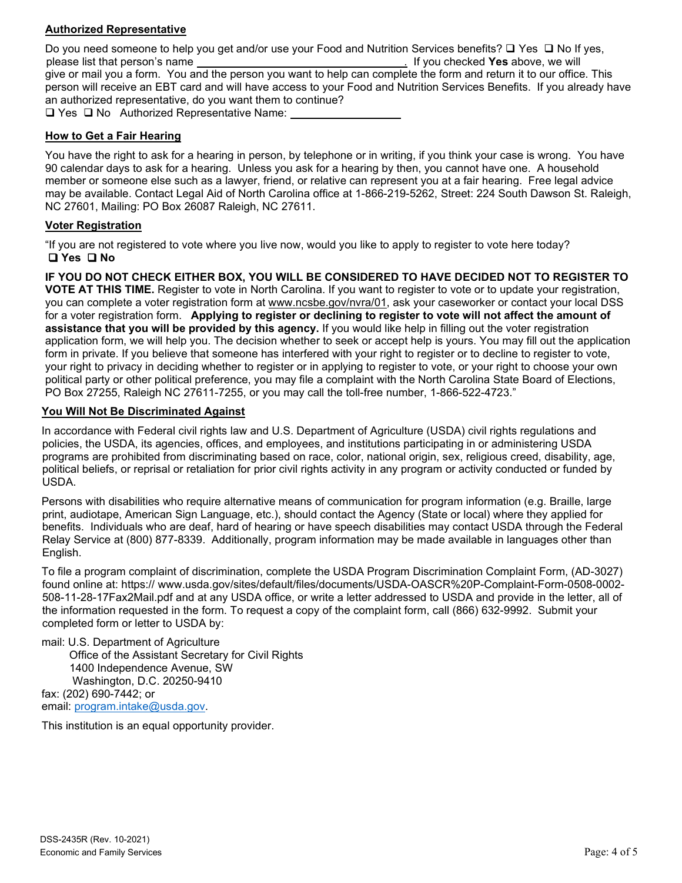**Authorized Representative**

Do you need someone to help you get and/or use your Food and Nutrition Services benefits? ❑ Yes ❑ No If yes, please list that person's name \_\_\_\_\_\_\_\_\_\_\_\_\_\_\_\_\_\_\_\_\_\_\_\_\_\_\_\_\_\_\_\_\_\_. If you checked **Yes** above, we will give or mail you a form. You and the person you want to help can complete the form and return it to our office. This person will receive an EBT card and will have access to your Food and Nutrition Services Benefits. If you already have an authorized representative, do you want them to continue?

❑ Yes ❑ No Authorized Representative Name: \_\_\_\_\_\_\_\_\_\_\_\_\_\_\_\_\_\_

**How to Get a Fair Hearing**

You have the right to ask for a hearing in person, by telephone or in writing, if you think your case is wrong. You have 90 calendar days to ask for a hearing. Unless you ask for a hearing by then, you cannot have one. A household member or someone else such as a lawyer, friend, or relative can represent you at a fair hearing. Free legal advice may be available. Contact Legal Aid of North Carolina office at 1-866-219-5262, Street: 224 South Dawson St. Raleigh, NC 27601, Mailing: PO Box 26087 Raleigh, NC 27611.

**Voter Registration**

"If you are not registered to vote where you live now, would you like to apply to register to vote here today?
**❑ Yes ❑ No**

**IF YOU DO NOT CHECK EITHER BOX, YOU WILL BE CONSIDERED TO HAVE DECIDED NOT TO REGISTER TO VOTE AT THIS TIME.** Register to vote in North Carolina. If you want to register to vote or to update your registration, you can complete a voter registration form at www.ncsbe.gov/nvra/01, ask your caseworker or contact your local DSS for a voter registration form. **Applying to register or declining to register to vote will not affect the amount of assistance that you will be provided by this agency.** If you would like help in filling out the voter registration application form, we will help you. The decision whether to seek or accept help is yours. You may fill out the application form in private. If you believe that someone has interfered with your right to register or to decline to register to vote, your right to privacy in deciding whether to register or in applying to register to vote, or your right to choose your own political party or other political preference, you may file a complaint with the North Carolina State Board of Elections, PO Box 27255, Raleigh NC 27611-7255, or you may call the toll-free number, 1-866-522-4723."

**You Will Not Be Discriminated Against**

In accordance with Federal civil rights law and U.S. Department of Agriculture (USDA) civil rights regulations and policies, the USDA, its agencies, offices, and employees, and institutions participating in or administering USDA programs are prohibited from discriminating based on race, color, national origin, sex, religious creed, disability, age, political beliefs, or reprisal or retaliation for prior civil rights activity in any program or activity conducted or funded by USDA.

Persons with disabilities who require alternative means of communication for program information (e.g. Braille, large print, audiotape, American Sign Language, etc.), should contact the Agency (State or local) where they applied for benefits. Individuals who are deaf, hard of hearing or have speech disabilities may contact USDA through the Federal Relay Service at (800) 877-8339. Additionally, program information may be made available in languages other than English.

To file a program complaint of discrimination, complete the USDA Program Discrimination Complaint Form, (AD-3027) found online at: https:// www.usda.gov/sites/default/files/documents/USDA-OASCR%20P-Complaint-Form-0508-0002-508-11-28-17Fax2Mail.pdf and at any USDA office, or write a letter addressed to USDA and provide in the letter, all of the information requested in the form. To request a copy of the complaint form, call (866) 632-9992. Submit your completed form or letter to USDA by:

mail: U.S. Department of Agriculture
Office of the Assistant Secretary for Civil Rights
1400 Independence Avenue, SW
Washington, D.C. 20250-9410
fax: (202) 690-7442; or
email: program.intake@usda.gov.

This institution is an equal opportunity provider.

DSS-2435R (Rev. 10-2021)
Economic and Family Services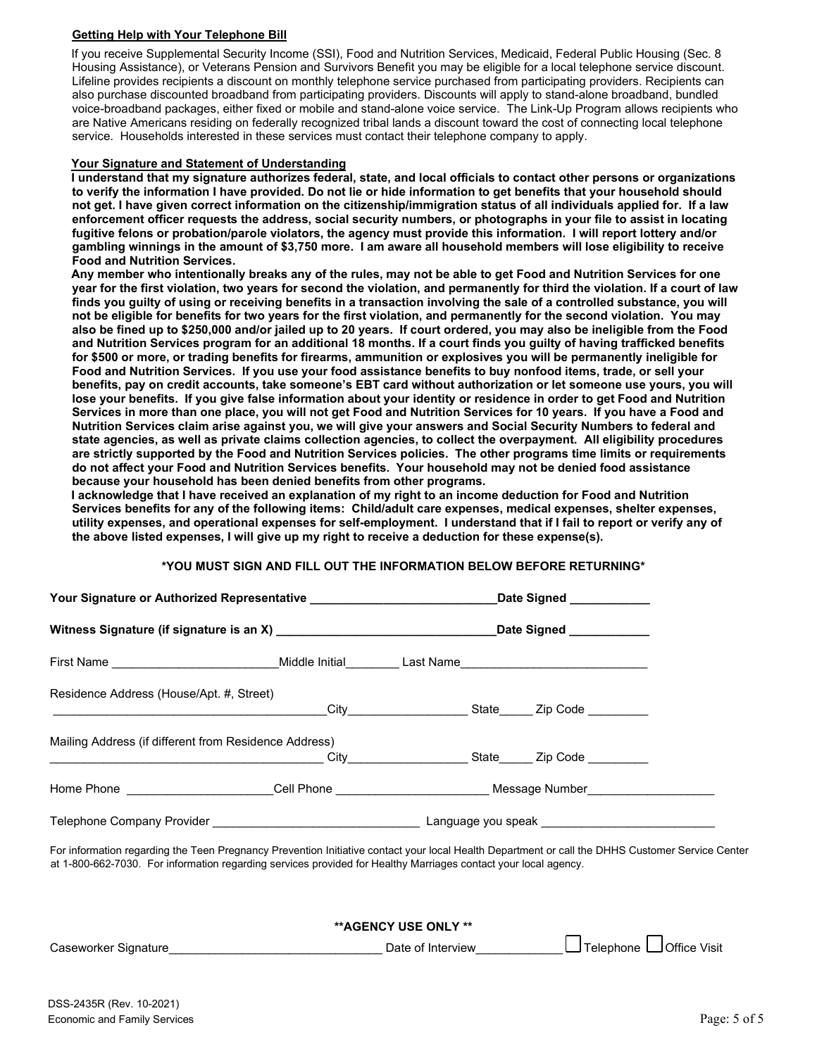**Getting Help with Your Telephone Bill**

If you receive Supplemental Security Income (SSI), Food and Nutrition Services, Medicaid, Federal Public Housing (Sec. 8 Housing Assistance), or Veterans Pension and Survivors Benefit you may be eligible for a local telephone service discount. Lifeline provides recipients a discount on monthly telephone service purchased from participating providers. Recipients can also purchase discounted broadband from participating providers. Discounts will apply to stand-alone broadband, bundled voice-broadband packages, either fixed or mobile and stand-alone voice service. The Link-Up Program allows recipients who are Native Americans residing on federally recognized tribal lands a discount toward the cost of connecting local telephone service. Households interested in these services must contact their telephone company to apply.

**Your Signature and Statement of Understanding**

**I understand that my signature authorizes federal, state, and local officials to contact other persons or organizations to verify the information I have provided. Do not lie or hide information to get benefits that your household should not get. I have given correct information on the citizenship/immigration status of all individuals applied for. If a law enforcement officer requests the address, social security numbers, or photographs in your file to assist in locating fugitive felons or probation/parole violators, the agency must provide this information. I will report lottery and/or gambling winnings in the amount of $3,750 more. I am aware all household members will lose eligibility to receive Food and Nutrition Services.**

**Any member who intentionally breaks any of the rules, may not be able to get Food and Nutrition Services for one year for the first violation, two years for second the violation, and permanently for third the violation. If a court of law finds you guilty of using or receiving benefits in a transaction involving the sale of a controlled substance, you will not be eligible for benefits for two years for the first violation, and permanently for the second violation. You may also be fined up to $250,000 and/or jailed up to 20 years. If court ordered, you may also be ineligible from the Food and Nutrition Services program for an additional 18 months. If a court finds you guilty of having trafficked benefits for $500 or more, or trading benefits for firearms, ammunition or explosives you will be permanently ineligible for Food and Nutrition Services. If you use your food assistance benefits to buy nonfood items, trade, or sell your benefits, pay on credit accounts, take someone's EBT card without authorization or let someone use yours, you will lose your benefits. If you give false information about your identity or residence in order to get Food and Nutrition Services in more than one place, you will not get Food and Nutrition Services for 10 years. If you have a Food and Nutrition Services claim arise against you, we will give your answers and Social Security Numbers to federal and state agencies, as well as private claims collection agencies, to collect the overpayment. All eligibility procedures are strictly supported by the Food and Nutrition Services policies. The other programs time limits or requirements do not affect your Food and Nutrition Services benefits. Your household may not be denied food assistance because your household has been denied benefits from other programs.**

**I acknowledge that I have received an explanation of my right to an income deduction for Food and Nutrition Services benefits for any of the following items: Child/adult care expenses, medical expenses, shelter expenses, utility expenses, and operational expenses for self-employment. I understand that if I fail to report or verify any of the above listed expenses, I will give up my right to receive a deduction for these expense(s).**

**\*YOU MUST SIGN AND FILL OUT THE INFORMATION BELOW BEFORE RETURNING\***

**Your Signature or Authorized Representative ___________________________ Date Signed ___________**

**Witness Signature (if signature is an X) ________________________________ Date Signed ___________**

First Name ________________________ Middle Initial________ Last Name__________________________

Residence Address (House/Apt. #, Street)
________________________________________ City_________________ State_____ Zip Code _________

Mailing Address (if different from Residence Address)
________________________________________ City_________________ State_____ Zip Code _________

Home Phone _____________________ Cell Phone ______________________ Message Number__________________

Telephone Company Provider ______________________________ Language you speak _________________________

For information regarding the Teen Pregnancy Prevention Initiative contact your local Health Department or call the DHHS Customer Service Center at 1-800-662-7030. For information regarding services provided for Healthy Marriages contact your local agency.

**\*\*AGENCY USE ONLY \*\***

Caseworker Signature______________________________ Date of Interview____________ ☐ Telephone ☐ Office Visit

DSS-2435R (Rev. 10-2021)
Economic and Family Services